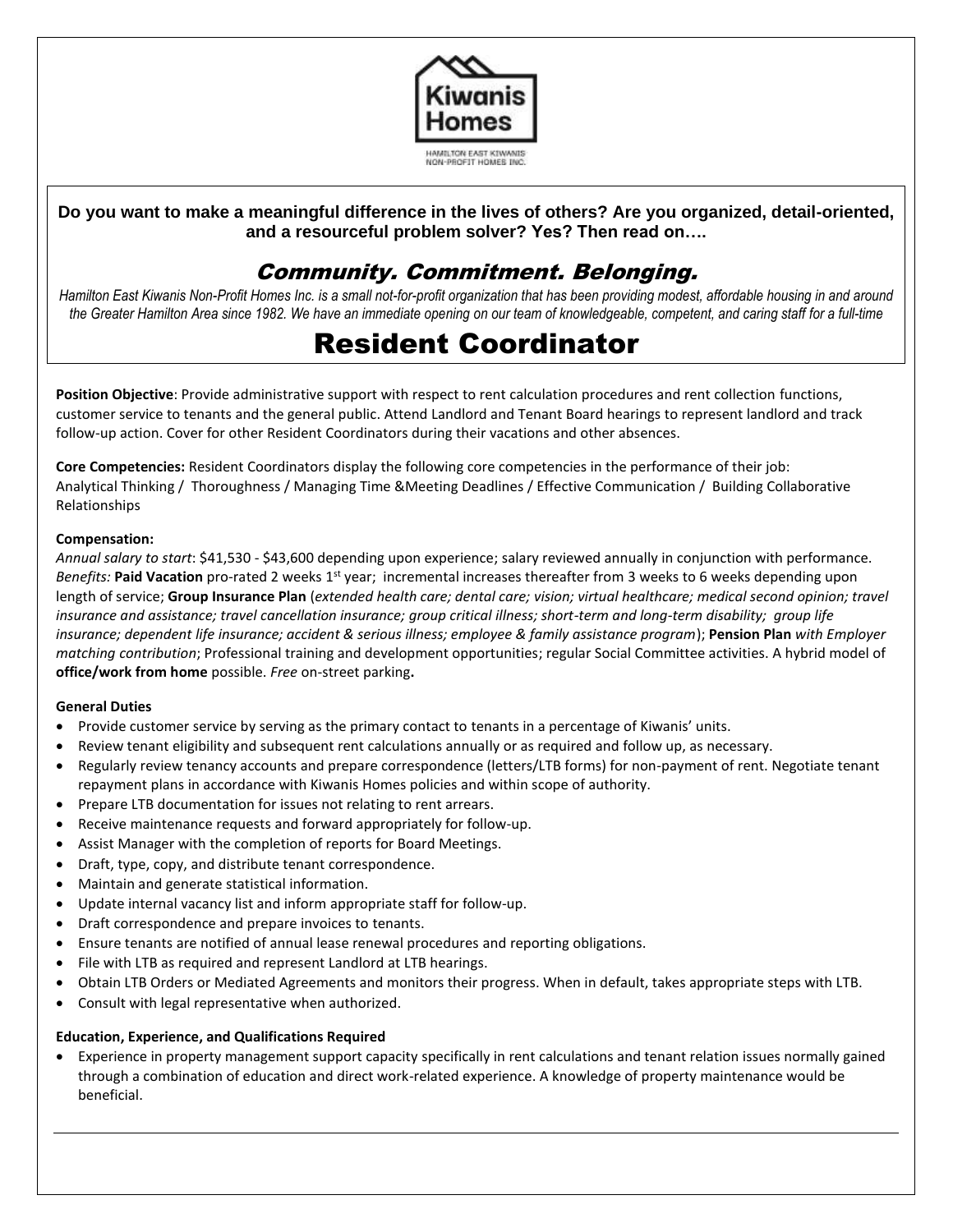Kiwanis Homes

HAMILTON EAST KIWANIS NON-PROFIT HOMES INC.

**Do you want to make a meaningful difference in the lives of others? Are you organized, detail-oriented, and a resourceful problem solver? Yes? Then read on….**

## *Community. Commitment. Belonging.*

*Hamilton East Kiwanis Non-Profit Homes Inc. is a small not-for-profit organization that has been providing modest, affordable housing in and around the Greater Hamilton Area since 1982. We have an immediate opening on our team of knowledgeable, competent, and caring staff for a full-time*

# Resident Coordinator

**Position Objective**: Provide administrative support with respect to rent calculation procedures and rent collection functions, customer service to tenants and the general public. Attend Landlord and Tenant Board hearings to represent landlord and track follow-up action. Cover for other Resident Coordinators during their vacations and other absences.

**Core Competencies:** Resident Coordinators display the following core competencies in the performance of their job: Analytical Thinking / Thoroughness / Managing Time &Meeting Deadlines / Effective Communication / Building Collaborative Relationships

**Compensation:**

*Annual salary to start*: $41,530 - $43,600 depending upon experience; salary reviewed annually in conjunction with performance. *Benefits:* **Paid Vacation** pro-rated 2 weeks 1st year; incremental increases thereafter from 3 weeks to 6 weeks depending upon length of service; **Group Insurance Plan** (*extended health care; dental care; vision; virtual healthcare; medical second opinion; travel insurance and assistance; travel cancellation insurance; group critical illness; short-term and long-term disability; group life insurance; dependent life insurance; accident & serious illness; employee & family assistance program*); **Pension Plan** *with Employer matching contribution*; Professional training and development opportunities; regular Social Committee activities. A hybrid model of **office/work from home** possible. *Free* on-street parking**.**

**General Duties**

- Provide customer service by serving as the primary contact to tenants in a percentage of Kiwanis' units.
- Review tenant eligibility and subsequent rent calculations annually or as required and follow up, as necessary.
- Regularly review tenancy accounts and prepare correspondence (letters/LTB forms) for non-payment of rent. Negotiate tenant repayment plans in accordance with Kiwanis Homes policies and within scope of authority.
- Prepare LTB documentation for issues not relating to rent arrears.
- Receive maintenance requests and forward appropriately for follow-up.
- Assist Manager with the completion of reports for Board Meetings.
- Draft, type, copy, and distribute tenant correspondence.
- Maintain and generate statistical information.
- Update internal vacancy list and inform appropriate staff for follow-up.
- Draft correspondence and prepare invoices to tenants.
- Ensure tenants are notified of annual lease renewal procedures and reporting obligations.
- File with LTB as required and represent Landlord at LTB hearings.
- Obtain LTB Orders or Mediated Agreements and monitors their progress. When in default, takes appropriate steps with LTB.
- Consult with legal representative when authorized.

**Education, Experience, and Qualifications Required**

- Experience in property management support capacity specifically in rent calculations and tenant relation issues normally gained through a combination of education and direct work-related experience. A knowledge of property maintenance would be beneficial.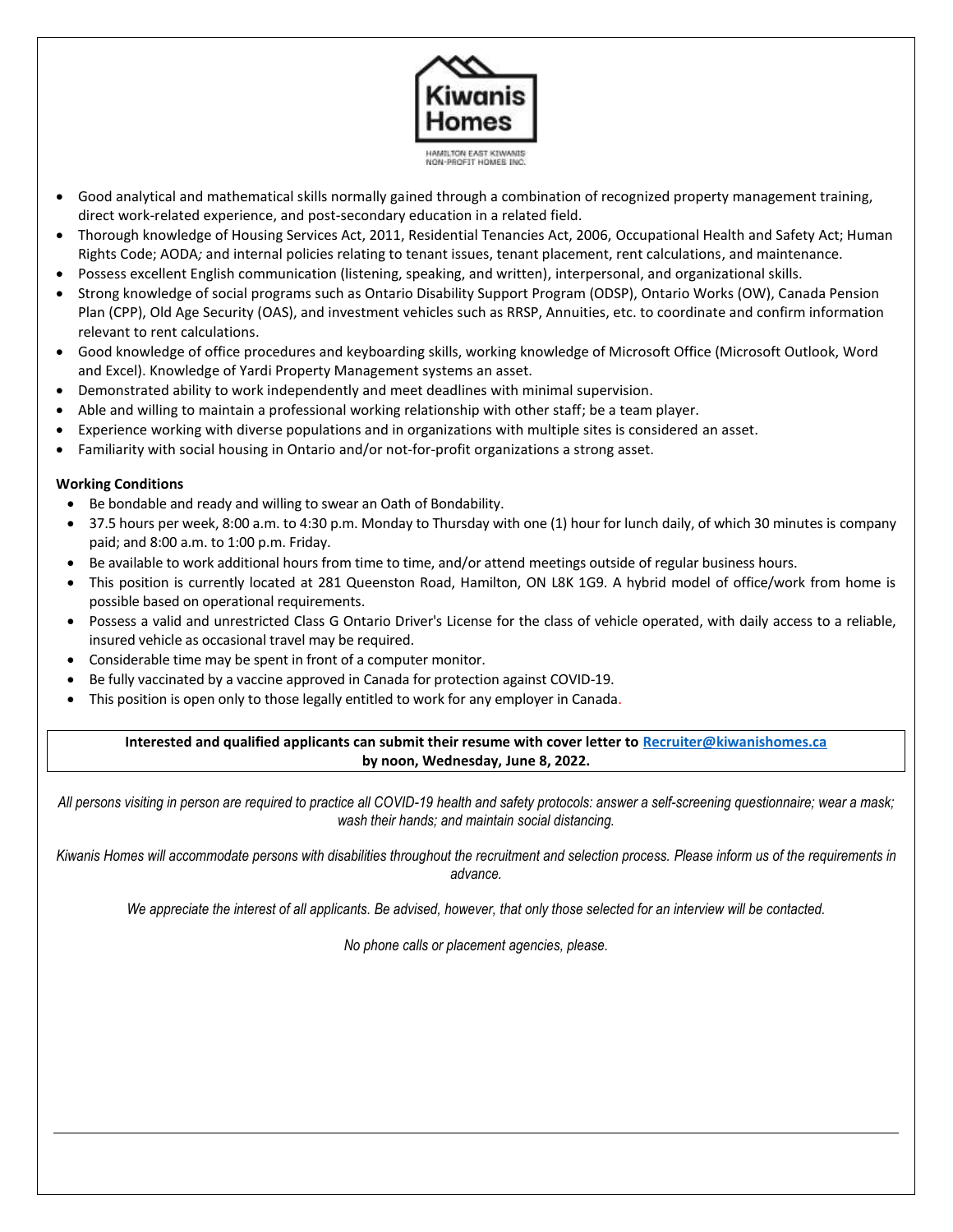Kiwanis Homes

HAMILTON EAST KIWANIS NON-PROFIT HOMES INC.

- Good analytical and mathematical skills normally gained through a combination of recognized property management training, direct work-related experience, and post-secondary education in a related field.
- Thorough knowledge of Housing Services Act, 2011, Residential Tenancies Act, 2006, Occupational Health and Safety Act; Human Rights Code; AODA*;* and internal policies relating to tenant issues, tenant placement, rent calculations, and maintenance.
- Possess excellent English communication (listening, speaking, and written), interpersonal, and organizational skills.
- Strong knowledge of social programs such as Ontario Disability Support Program (ODSP), Ontario Works (OW), Canada Pension Plan (CPP), Old Age Security (OAS), and investment vehicles such as RRSP, Annuities, etc. to coordinate and confirm information relevant to rent calculations.
- Good knowledge of office procedures and keyboarding skills, working knowledge of Microsoft Office (Microsoft Outlook, Word and Excel). Knowledge of Yardi Property Management systems an asset.
- Demonstrated ability to work independently and meet deadlines with minimal supervision.
- Able and willing to maintain a professional working relationship with other staff; be a team player.
- Experience working with diverse populations and in organizations with multiple sites is considered an asset.
- Familiarity with social housing in Ontario and/or not-for-profit organizations a strong asset.

**Working Conditions**

- Be bondable and ready and willing to swear an Oath of Bondability.
- 37.5 hours per week, 8:00 a.m. to 4:30 p.m. Monday to Thursday with one (1) hour for lunch daily, of which 30 minutes is company paid; and 8:00 a.m. to 1:00 p.m. Friday.
- Be available to work additional hours from time to time, and/or attend meetings outside of regular business hours.
- This position is currently located at 281 Queenston Road, Hamilton, ON L8K 1G9. A hybrid model of office/work from home is possible based on operational requirements.
- Possess a valid and unrestricted Class G Ontario Driver's License for the class of vehicle operated, with daily access to a reliable, insured vehicle as occasional travel may be required.
- Considerable time may be spent in front of a computer monitor.
- Be fully vaccinated by a vaccine approved in Canada for protection against COVID-19.
- This position is open only to those legally entitled to work for any employer in Canada.

**Interested and qualified applicants can submit their resume with cover letter to Recruiter@kiwanishomes.ca by noon, Wednesday, June 8, 2022.**

*All persons visiting in person are required to practice all COVID-19 health and safety protocols: answer a self-screening questionnaire; wear a mask; wash their hands; and maintain social distancing.*

*Kiwanis Homes will accommodate persons with disabilities throughout the recruitment and selection process. Please inform us of the requirements in advance.*

*We appreciate the interest of all applicants. Be advised, however, that only those selected for an interview will be contacted.*

*No phone calls or placement agencies, please.*